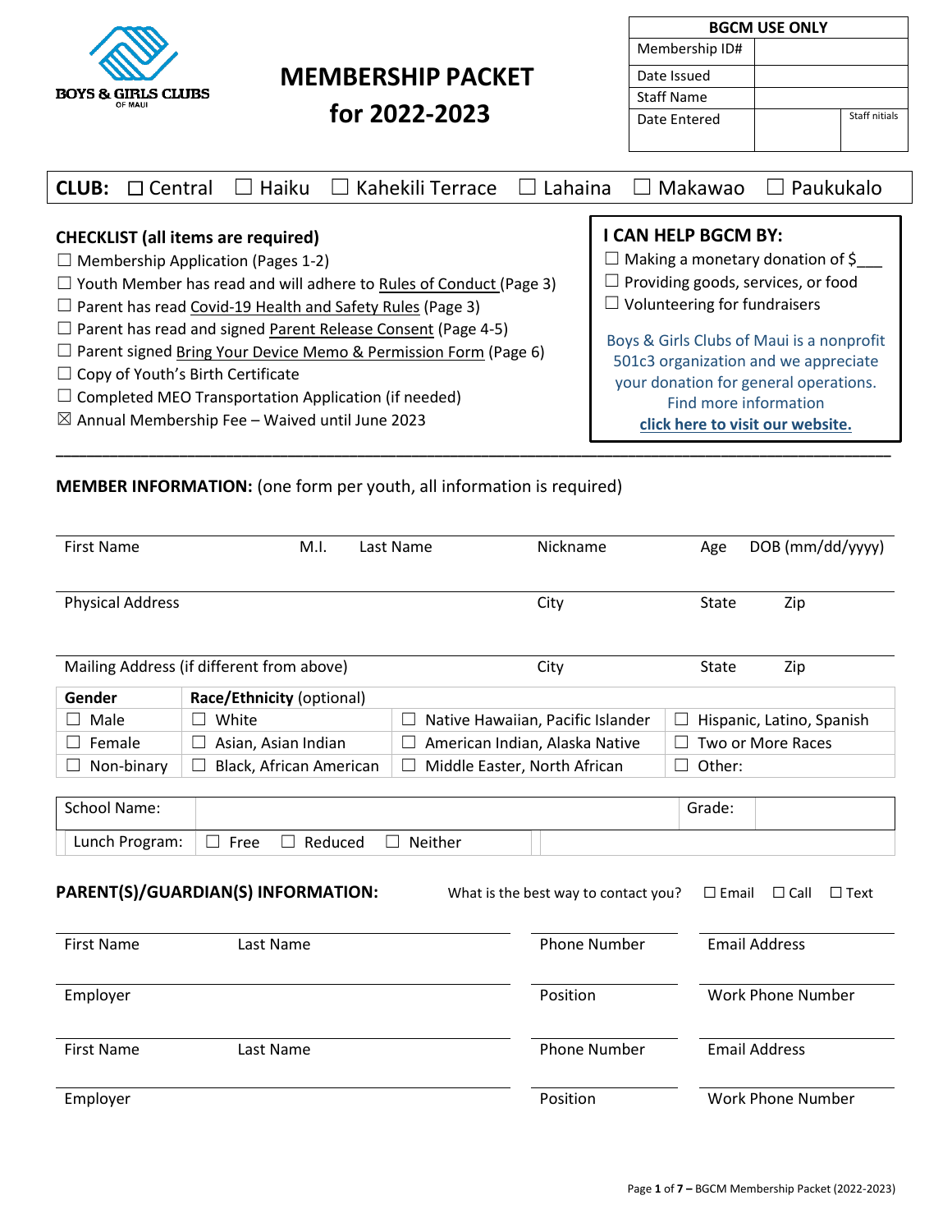BOYS & GIRLS CLUBS OF MAUI

# MEMBERSHIP PACKET for 2022-2023

| BGCM USE ONLY | | |
|---|---|---|
| Membership ID# | | |
| Date Issued | | |
| Staff Name | | |
| Date Entered | | Staff nitials |

**CLUB:** ☐ Central ☐ Haiku ☐ Kahekili Terrace ☐ Lahaina ☐ Makawao ☐ Paukukalo

### CHECKLIST (all items are required)

- ☐ Membership Application (Pages 1-2)
- ☐ Youth Member has read and will adhere to Rules of Conduct (Page 3)
- ☐ Parent has read Covid-19 Health and Safety Rules (Page 3)
- ☐ Parent has read and signed Parent Release Consent (Page 4-5)
- ☐ Parent signed Bring Your Device Memo & Permission Form (Page 6)
- ☐ Copy of Youth's Birth Certificate
- ☐ Completed MEO Transportation Application (if needed)
- ☒ Annual Membership Fee – Waived until June 2023

### I CAN HELP BGCM BY:

- ☐ Making a monetary donation of $___
- ☐ Providing goods, services, or food
- ☐ Volunteering for fundraisers

Boys & Girls Clubs of Maui is a nonprofit 501c3 organization and we appreciate your donation for general operations. Find more information **click here to visit our website.**

---

**MEMBER INFORMATION:** (one form per youth, all information is required)

| First Name | M.I. | Last Name | Nickname | Age | DOB (mm/dd/yyyy) |
|---|---|---|---|---|---|
| | | | | | |

| Physical Address | City | State | Zip |
|---|---|---|---|
| | | | |

| Mailing Address (if different from above) | City | State | Zip |
|---|---|---|---|
| | | | |

| Gender | Race/Ethnicity (optional) | | |
|---|---|---|---|
| ☐ Male | ☐ White | ☐ Native Hawaiian, Pacific Islander | ☐ Hispanic, Latino, Spanish |
| ☐ Female | ☐ Asian, Asian Indian | ☐ American Indian, Alaska Native | ☐ Two or More Races |
| ☐ Non-binary | ☐ Black, African American | ☐ Middle Easter, North African | ☐ Other: |

| School Name: | | Grade: | |
|---|---|---|---|
| Lunch Program: | ☐ Free ☐ Reduced ☐ Neither | | |

**PARENT(S)/GUARDIAN(S) INFORMATION:** What is the best way to contact you? ☐ Email ☐ Call ☐ Text

| First Name | Last Name | Phone Number | Email Address |
|---|---|---|---|
| Employer | | Position | Work Phone Number |
| First Name | Last Name | Phone Number | Email Address |
| Employer | | Position | Work Phone Number |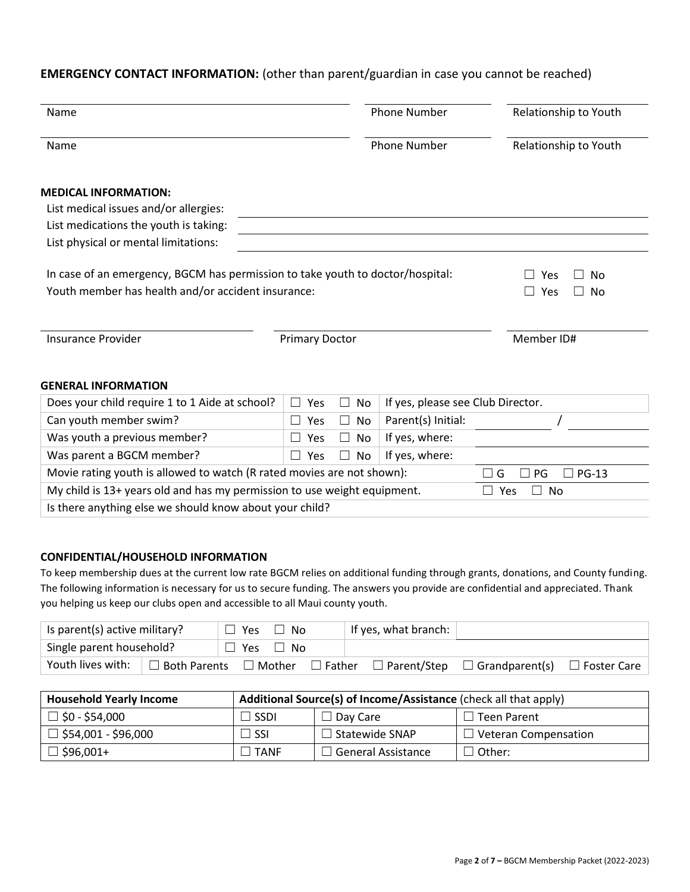## EMERGENCY CONTACT INFORMATION: (other than parent/guardian in case you cannot be reached)

| Name | Phone Number | Relationship to Youth |
|---|---|---|
| Name | Phone Number | Relationship to Youth |

### MEDICAL INFORMATION:

List medical issues and/or allergies:

List medications the youth is taking:

List physical or mental limitations:

In case of an emergency, BGCM has permission to take youth to doctor/hospital: ☐ Yes ☐ No

Youth member has health and/or accident insurance: ☐ Yes ☐ No

| Insurance Provider | Primary Doctor | Member ID# |
|---|---|---|

### GENERAL INFORMATION

| | | | |
|---|---|---|---|
| Does your child require 1 to 1 Aide at school? | ☐ Yes ☐ No | If yes, please see Club Director. | |
| Can youth member swim? | ☐ Yes ☐ No | Parent(s) Initial: | / |
| Was youth a previous member? | ☐ Yes ☐ No | If yes, where: | |
| Was parent a BGCM member? | ☐ Yes ☐ No | If yes, where: | |
| Movie rating youth is allowed to watch (R rated movies are not shown): | | | ☐ G ☐ PG ☐ PG-13 |
| My child is 13+ years old and has my permission to use weight equipment. | | | ☐ Yes ☐ No |
| Is there anything else we should know about your child? | | | |

### CONFIDENTIAL/HOUSEHOLD INFORMATION

To keep membership dues at the current low rate BGCM relies on additional funding through grants, donations, and County funding. The following information is necessary for us to secure funding. The answers you provide are confidential and appreciated. Thank you helping us keep our clubs open and accessible to all Maui county youth.

| | | | |
|---|---|---|---|
| Is parent(s) active military? | ☐ Yes ☐ No | If yes, what branch: | |
| Single parent household? | ☐ Yes ☐ No | | |
| Youth lives with: | ☐ Both Parents ☐ Mother ☐ Father ☐ Parent/Step ☐ Grandparent(s) ☐ Foster Care | | |

| Household Yearly Income | Additional Source(s) of Income/Assistance (check all that apply) | | |
|---|---|---|---|
| ☐ $0 - $54,000 | ☐ SSDI | ☐ Day Care | ☐ Teen Parent |
| ☐ $54,001 - $96,000 | ☐ SSI | ☐ Statewide SNAP | ☐ Veteran Compensation |
| ☐ $96,001+ | ☐ TANF | ☐ General Assistance | ☐ Other: |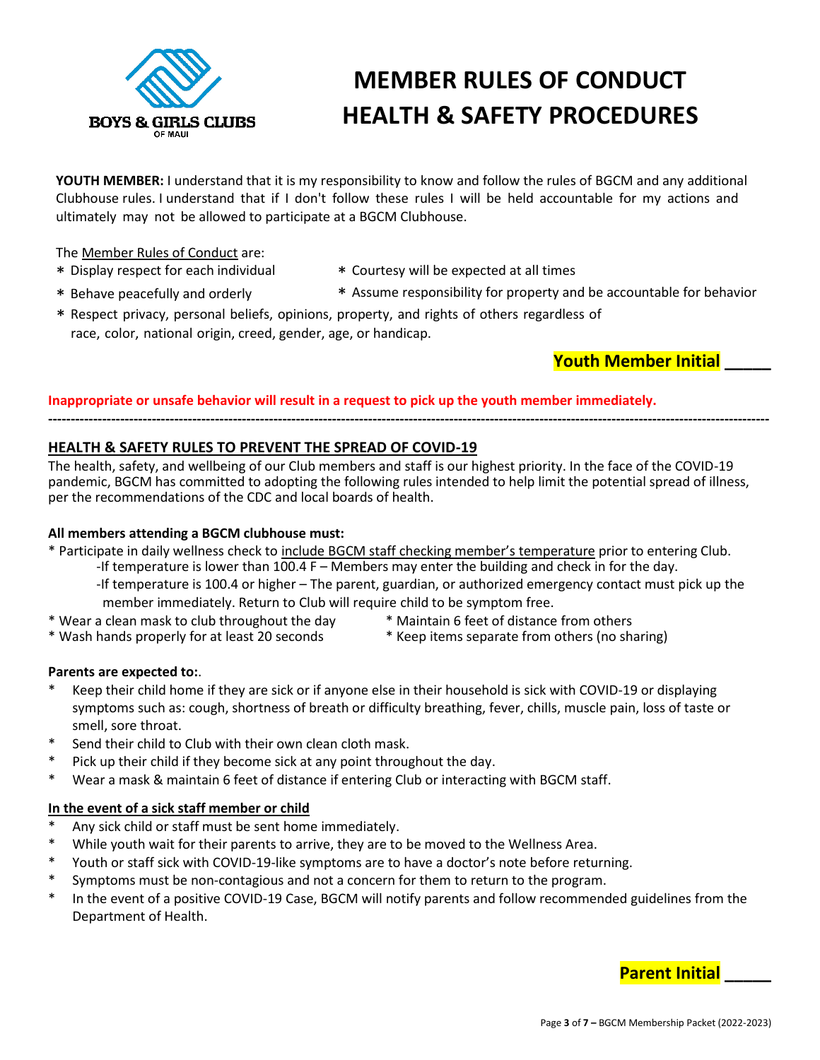BOYS & GIRLS CLUBS OF MAUI

# MEMBER RULES OF CONDUCT HEALTH & SAFETY PROCEDURES

**YOUTH MEMBER:** I understand that it is my responsibility to know and follow the rules of BGCM and any additional Clubhouse rules. I understand that if I don't follow these rules I will be held accountable for my actions and ultimately may not be allowed to participate at a BGCM Clubhouse.

The Member Rules of Conduct are:

* Display respect for each individual
* Courtesy will be expected at all times
* Behave peacefully and orderly
* Assume responsibility for property and be accountable for behavior
* Respect privacy, personal beliefs, opinions, property, and rights of others regardless of race, color, national origin, creed, gender, age, or handicap.

**Youth Member Initial _____**

**Inappropriate or unsafe behavior will result in a request to pick up the youth member immediately.**

---

## HEALTH & SAFETY RULES TO PREVENT THE SPREAD OF COVID-19

The health, safety, and wellbeing of our Club members and staff is our highest priority. In the face of the COVID-19 pandemic, BGCM has committed to adopting the following rules intended to help limit the potential spread of illness, per the recommendations of the CDC and local boards of health.

**All members attending a BGCM clubhouse must:**

* Participate in daily wellness check to include BGCM staff checking member's temperature prior to entering Club.
  - -If temperature is lower than 100.4 F – Members may enter the building and check in for the day.
  - -If temperature is 100.4 or higher – The parent, guardian, or authorized emergency contact must pick up the member immediately. Return to Club will require child to be symptom free.
* Wear a clean mask to club throughout the day
* Maintain 6 feet of distance from others
* Wash hands properly for at least 20 seconds
* Keep items separate from others (no sharing)

**Parents are expected to:**.

* Keep their child home if they are sick or if anyone else in their household is sick with COVID-19 or displaying symptoms such as: cough, shortness of breath or difficulty breathing, fever, chills, muscle pain, loss of taste or smell, sore throat.
* Send their child to Club with their own clean cloth mask.
* Pick up their child if they become sick at any point throughout the day.
* Wear a mask & maintain 6 feet of distance if entering Club or interacting with BGCM staff.

**In the event of a sick staff member or child**

* Any sick child or staff must be sent home immediately.
* While youth wait for their parents to arrive, they are to be moved to the Wellness Area.
* Youth or staff sick with COVID-19-like symptoms are to have a doctor's note before returning.
* Symptoms must be non-contagious and not a concern for them to return to the program.
* In the event of a positive COVID-19 Case, BGCM will notify parents and follow recommended guidelines from the Department of Health.

**Parent Initial _____**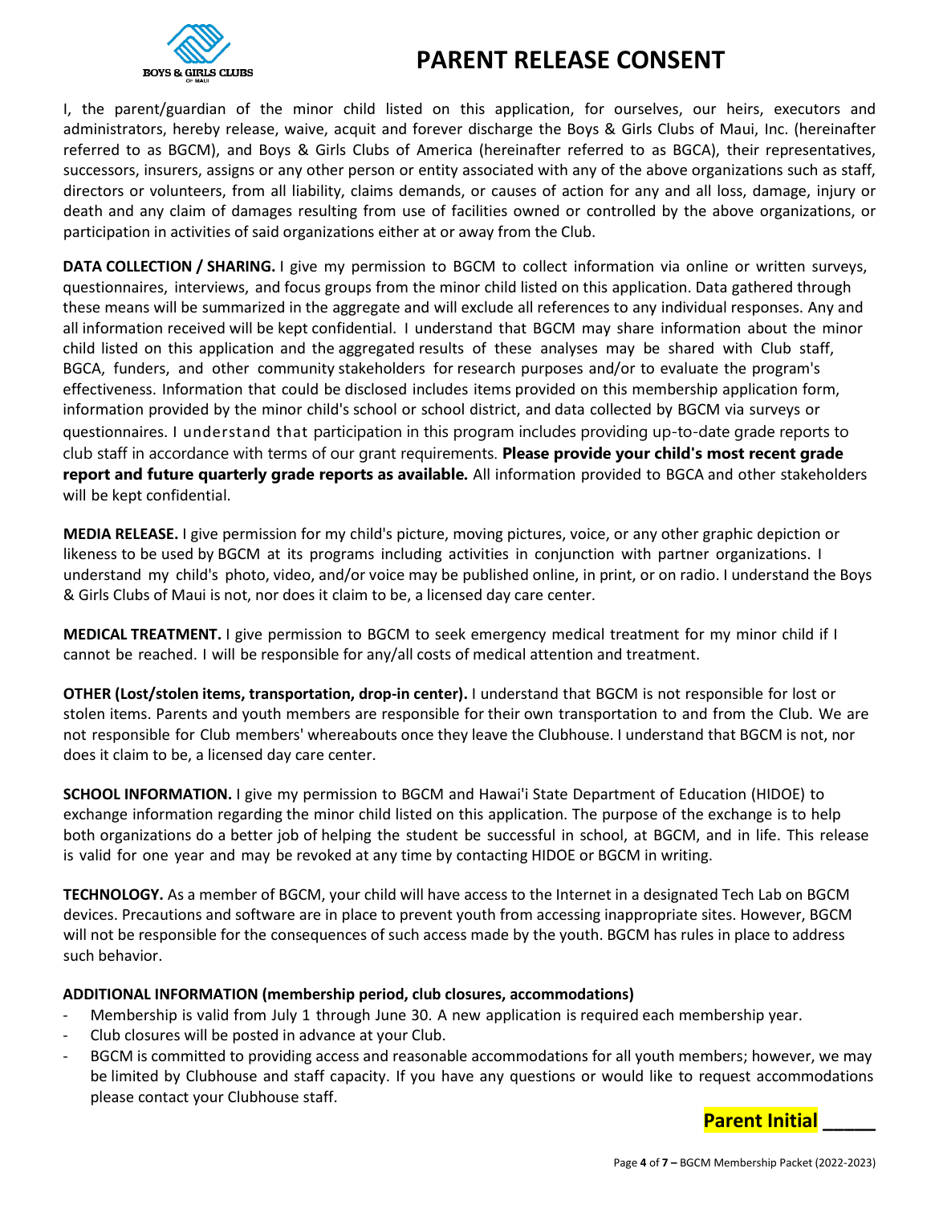# PARENT RELEASE CONSENT

I, the parent/guardian of the minor child listed on this application, for ourselves, our heirs, executors and administrators, hereby release, waive, acquit and forever discharge the Boys & Girls Clubs of Maui, Inc. (hereinafter referred to as BGCM), and Boys & Girls Clubs of America (hereinafter referred to as BGCA), their representatives, successors, insurers, assigns or any other person or entity associated with any of the above organizations such as staff, directors or volunteers, from all liability, claims demands, or causes of action for any and all loss, damage, injury or death and any claim of damages resulting from use of facilities owned or controlled by the above organizations, or participation in activities of said organizations either at or away from the Club.

**DATA COLLECTION / SHARING.** I give my permission to BGCM to collect information via online or written surveys, questionnaires, interviews, and focus groups from the minor child listed on this application. Data gathered through these means will be summarized in the aggregate and will exclude all references to any individual responses. Any and all information received will be kept confidential. I understand that BGCM may share information about the minor child listed on this application and the aggregated results of these analyses may be shared with Club staff, BGCA, funders, and other community stakeholders for research purposes and/or to evaluate the program's effectiveness. Information that could be disclosed includes items provided on this membership application form, information provided by the minor child's school or school district, and data collected by BGCM via surveys or questionnaires. I understand that participation in this program includes providing up-to-date grade reports to club staff in accordance with terms of our grant requirements. **Please provide your child's most recent grade report and future quarterly grade reports as available.** All information provided to BGCA and other stakeholders will be kept confidential.

**MEDIA RELEASE.** I give permission for my child's picture, moving pictures, voice, or any other graphic depiction or likeness to be used by BGCM at its programs including activities in conjunction with partner organizations. I understand my child's photo, video, and/or voice may be published online, in print, or on radio. I understand the Boys & Girls Clubs of Maui is not, nor does it claim to be, a licensed day care center.

**MEDICAL TREATMENT.** I give permission to BGCM to seek emergency medical treatment for my minor child if I cannot be reached. I will be responsible for any/all costs of medical attention and treatment.

**OTHER (Lost/stolen items, transportation, drop-in center).** I understand that BGCM is not responsible for lost or stolen items. Parents and youth members are responsible for their own transportation to and from the Club. We are not responsible for Club members' whereabouts once they leave the Clubhouse. I understand that BGCM is not, nor does it claim to be, a licensed day care center.

**SCHOOL INFORMATION.** I give my permission to BGCM and Hawai'i State Department of Education (HIDOE) to exchange information regarding the minor child listed on this application. The purpose of the exchange is to help both organizations do a better job of helping the student be successful in school, at BGCM, and in life. This release is valid for one year and may be revoked at any time by contacting HIDOE or BGCM in writing.

**TECHNOLOGY.** As a member of BGCM, your child will have access to the Internet in a designated Tech Lab on BGCM devices. Precautions and software are in place to prevent youth from accessing inappropriate sites. However, BGCM will not be responsible for the consequences of such access made by the youth. BGCM has rules in place to address such behavior.

**ADDITIONAL INFORMATION (membership period, club closures, accommodations)**

- Membership is valid from July 1 through June 30. A new application is required each membership year.
- Club closures will be posted in advance at your Club.
- BGCM is committed to providing access and reasonable accommodations for all youth members; however, we may be limited by Clubhouse and staff capacity. If you have any questions or would like to request accommodations please contact your Clubhouse staff.

**Parent Initial \_\_\_\_\_**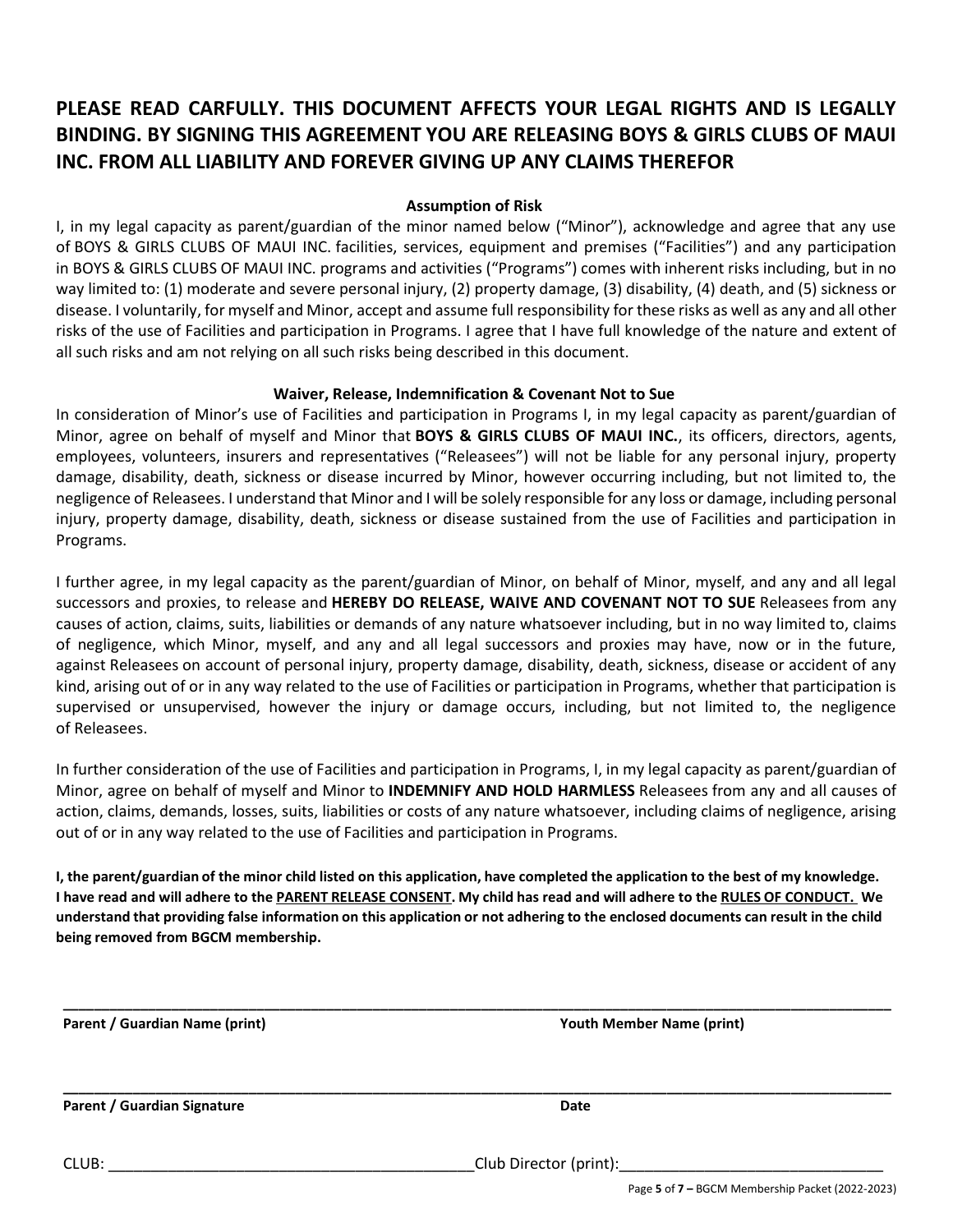**PLEASE READ CARFULLY. THIS DOCUMENT AFFECTS YOUR LEGAL RIGHTS AND IS LEGALLY BINDING. BY SIGNING THIS AGREEMENT YOU ARE RELEASING BOYS & GIRLS CLUBS OF MAUI INC. FROM ALL LIABILITY AND FOREVER GIVING UP ANY CLAIMS THEREFOR**

**Assumption of Risk**

I, in my legal capacity as parent/guardian of the minor named below ("Minor"), acknowledge and agree that any use of BOYS & GIRLS CLUBS OF MAUI INC. facilities, services, equipment and premises ("Facilities") and any participation in BOYS & GIRLS CLUBS OF MAUI INC. programs and activities ("Programs") comes with inherent risks including, but in no way limited to: (1) moderate and severe personal injury, (2) property damage, (3) disability, (4) death, and (5) sickness or disease. I voluntarily, for myself and Minor, accept and assume full responsibility for these risks as well as any and all other risks of the use of Facilities and participation in Programs. I agree that I have full knowledge of the nature and extent of all such risks and am not relying on all such risks being described in this document.

**Waiver, Release, Indemnification & Covenant Not to Sue**

In consideration of Minor's use of Facilities and participation in Programs I, in my legal capacity as parent/guardian of Minor, agree on behalf of myself and Minor that **BOYS & GIRLS CLUBS OF MAUI INC.**, its officers, directors, agents, employees, volunteers, insurers and representatives ("Releasees") will not be liable for any personal injury, property damage, disability, death, sickness or disease incurred by Minor, however occurring including, but not limited to, the negligence of Releasees. I understand that Minor and I will be solely responsible for any loss or damage, including personal injury, property damage, disability, death, sickness or disease sustained from the use of Facilities and participation in Programs.

I further agree, in my legal capacity as the parent/guardian of Minor, on behalf of Minor, myself, and any and all legal successors and proxies, to release and **HEREBY DO RELEASE, WAIVE AND COVENANT NOT TO SUE** Releasees from any causes of action, claims, suits, liabilities or demands of any nature whatsoever including, but in no way limited to, claims of negligence, which Minor, myself, and any and all legal successors and proxies may have, now or in the future, against Releasees on account of personal injury, property damage, disability, death, sickness, disease or accident of any kind, arising out of or in any way related to the use of Facilities or participation in Programs, whether that participation is supervised or unsupervised, however the injury or damage occurs, including, but not limited to, the negligence of Releasees.

In further consideration of the use of Facilities and participation in Programs, I, in my legal capacity as parent/guardian of Minor, agree on behalf of myself and Minor to **INDEMNIFY AND HOLD HARMLESS** Releasees from any and all causes of action, claims, demands, losses, suits, liabilities or costs of any nature whatsoever, including claims of negligence, arising out of or in any way related to the use of Facilities and participation in Programs.

**I, the parent/guardian of the minor child listed on this application, have completed the application to the best of my knowledge. I have read and will adhere to the PARENT RELEASE CONSENT. My child has read and will adhere to the RULES OF CONDUCT. We understand that providing false information on this application or not adhering to the enclosed documents can result in the child being removed from BGCM membership.**

______________________________________________________________________________

**Parent / Guardian Name (print)** **Youth Member Name (print)**

______________________________________________________________________________

**Parent / Guardian Signature** **Date**

CLUB: ___________________________________________ Club Director (print): ______________________________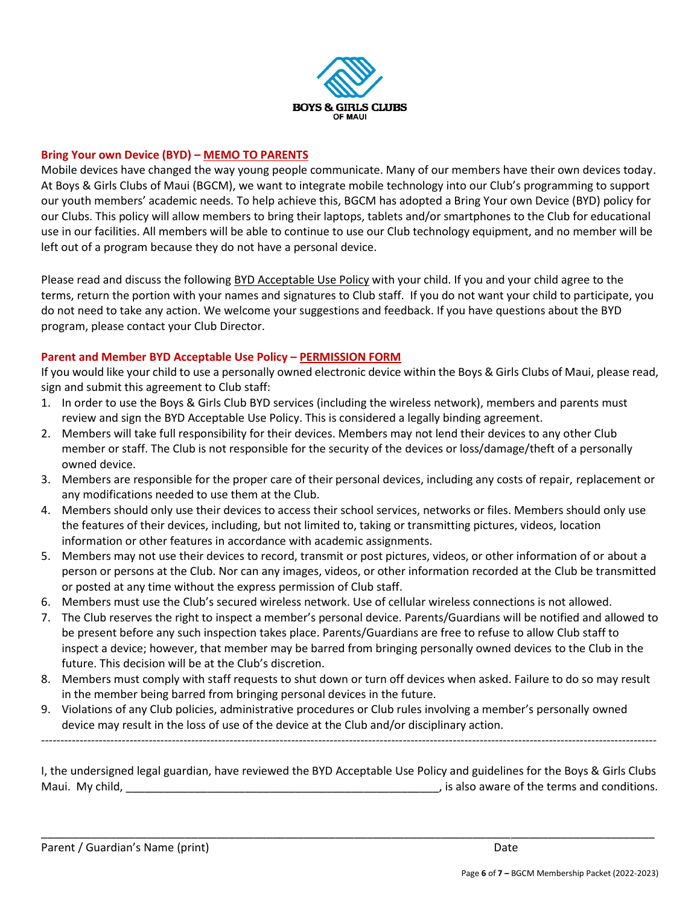BOYS & GIRLS CLUBS OF MAUI

### Bring Your own Device (BYD) – MEMO TO PARENTS

Mobile devices have changed the way young people communicate. Many of our members have their own devices today. At Boys & Girls Clubs of Maui (BGCM), we want to integrate mobile technology into our Club's programming to support our youth members' academic needs. To help achieve this, BGCM has adopted a Bring Your own Device (BYD) policy for our Clubs. This policy will allow members to bring their laptops, tablets and/or smartphones to the Club for educational use in our facilities. All members will be able to continue to use our Club technology equipment, and no member will be left out of a program because they do not have a personal device.

Please read and discuss the following BYD Acceptable Use Policy with your child. If you and your child agree to the terms, return the portion with your names and signatures to Club staff. If you do not want your child to participate, you do not need to take any action. We welcome your suggestions and feedback. If you have questions about the BYD program, please contact your Club Director.

### Parent and Member BYD Acceptable Use Policy – PERMISSION FORM

If you would like your child to use a personally owned electronic device within the Boys & Girls Clubs of Maui, please read, sign and submit this agreement to Club staff:

1. In order to use the Boys & Girls Club BYD services (including the wireless network), members and parents must review and sign the BYD Acceptable Use Policy. This is considered a legally binding agreement.
2. Members will take full responsibility for their devices. Members may not lend their devices to any other Club member or staff. The Club is not responsible for the security of the devices or loss/damage/theft of a personally owned device.
3. Members are responsible for the proper care of their personal devices, including any costs of repair, replacement or any modifications needed to use them at the Club.
4. Members should only use their devices to access their school services, networks or files. Members should only use the features of their devices, including, but not limited to, taking or transmitting pictures, videos, location information or other features in accordance with academic assignments.
5. Members may not use their devices to record, transmit or post pictures, videos, or other information of or about a person or persons at the Club. Nor can any images, videos, or other information recorded at the Club be transmitted or posted at any time without the express permission of Club staff.
6. Members must use the Club's secured wireless network. Use of cellular wireless connections is not allowed.
7. The Club reserves the right to inspect a member's personal device. Parents/Guardians will be notified and allowed to be present before any such inspection takes place. Parents/Guardians are free to refuse to allow Club staff to inspect a device; however, that member may be barred from bringing personally owned devices to the Club in the future. This decision will be at the Club's discretion.
8. Members must comply with staff requests to shut down or turn off devices when asked. Failure to do so may result in the member being barred from bringing personal devices in the future.
9. Violations of any Club policies, administrative procedures or Club rules involving a member's personally owned device may result in the loss of use of the device at the Club and/or disciplinary action.

---

I, the undersigned legal guardian, have reviewed the BYD Acceptable Use Policy and guidelines for the Boys & Girls Clubs Maui. My child, ___________________________________________________, is also aware of the terms and conditions.

_____________________________________________________________________________________________

Parent / Guardian's Name (print) Date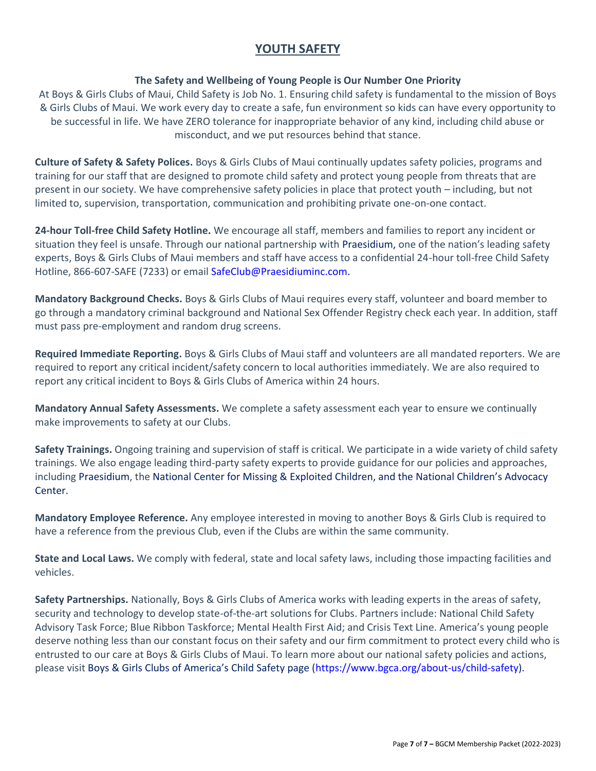# YOUTH SAFETY

**The Safety and Wellbeing of Young People is Our Number One Priority**

At Boys & Girls Clubs of Maui, Child Safety is Job No. 1. Ensuring child safety is fundamental to the mission of Boys & Girls Clubs of Maui. We work every day to create a safe, fun environment so kids can have every opportunity to be successful in life. We have ZERO tolerance for inappropriate behavior of any kind, including child abuse or misconduct, and we put resources behind that stance.

**Culture of Safety & Safety Polices.** Boys & Girls Clubs of Maui continually updates safety policies, programs and training for our staff that are designed to promote child safety and protect young people from threats that are present in our society. We have comprehensive safety policies in place that protect youth – including, but not limited to, supervision, transportation, communication and prohibiting private one-on-one contact.

**24-hour Toll-free Child Safety Hotline.** We encourage all staff, members and families to report any incident or situation they feel is unsafe. Through our national partnership with Praesidium, one of the nation's leading safety experts, Boys & Girls Clubs of Maui members and staff have access to a confidential 24-hour toll-free Child Safety Hotline, 866-607-SAFE (7233) or email SafeClub@Praesidiuminc.com.

**Mandatory Background Checks.** Boys & Girls Clubs of Maui requires every staff, volunteer and board member to go through a mandatory criminal background and National Sex Offender Registry check each year. In addition, staff must pass pre-employment and random drug screens.

**Required Immediate Reporting.** Boys & Girls Clubs of Maui staff and volunteers are all mandated reporters. We are required to report any critical incident/safety concern to local authorities immediately. We are also required to report any critical incident to Boys & Girls Clubs of America within 24 hours.

**Mandatory Annual Safety Assessments.** We complete a safety assessment each year to ensure we continually make improvements to safety at our Clubs.

**Safety Trainings.** Ongoing training and supervision of staff is critical. We participate in a wide variety of child safety trainings. We also engage leading third-party safety experts to provide guidance for our policies and approaches, including Praesidium, the National Center for Missing & Exploited Children, and the National Children's Advocacy Center.

**Mandatory Employee Reference.** Any employee interested in moving to another Boys & Girls Club is required to have a reference from the previous Club, even if the Clubs are within the same community.

**State and Local Laws.** We comply with federal, state and local safety laws, including those impacting facilities and vehicles.

**Safety Partnerships.** Nationally, Boys & Girls Clubs of America works with leading experts in the areas of safety, security and technology to develop state-of-the-art solutions for Clubs. Partners include: National Child Safety Advisory Task Force; Blue Ribbon Taskforce; Mental Health First Aid; and Crisis Text Line. America's young people deserve nothing less than our constant focus on their safety and our firm commitment to protect every child who is entrusted to our care at Boys & Girls Clubs of Maui. To learn more about our national safety policies and actions, please visit Boys & Girls Clubs of America's Child Safety page (https://www.bgca.org/about-us/child-safety).